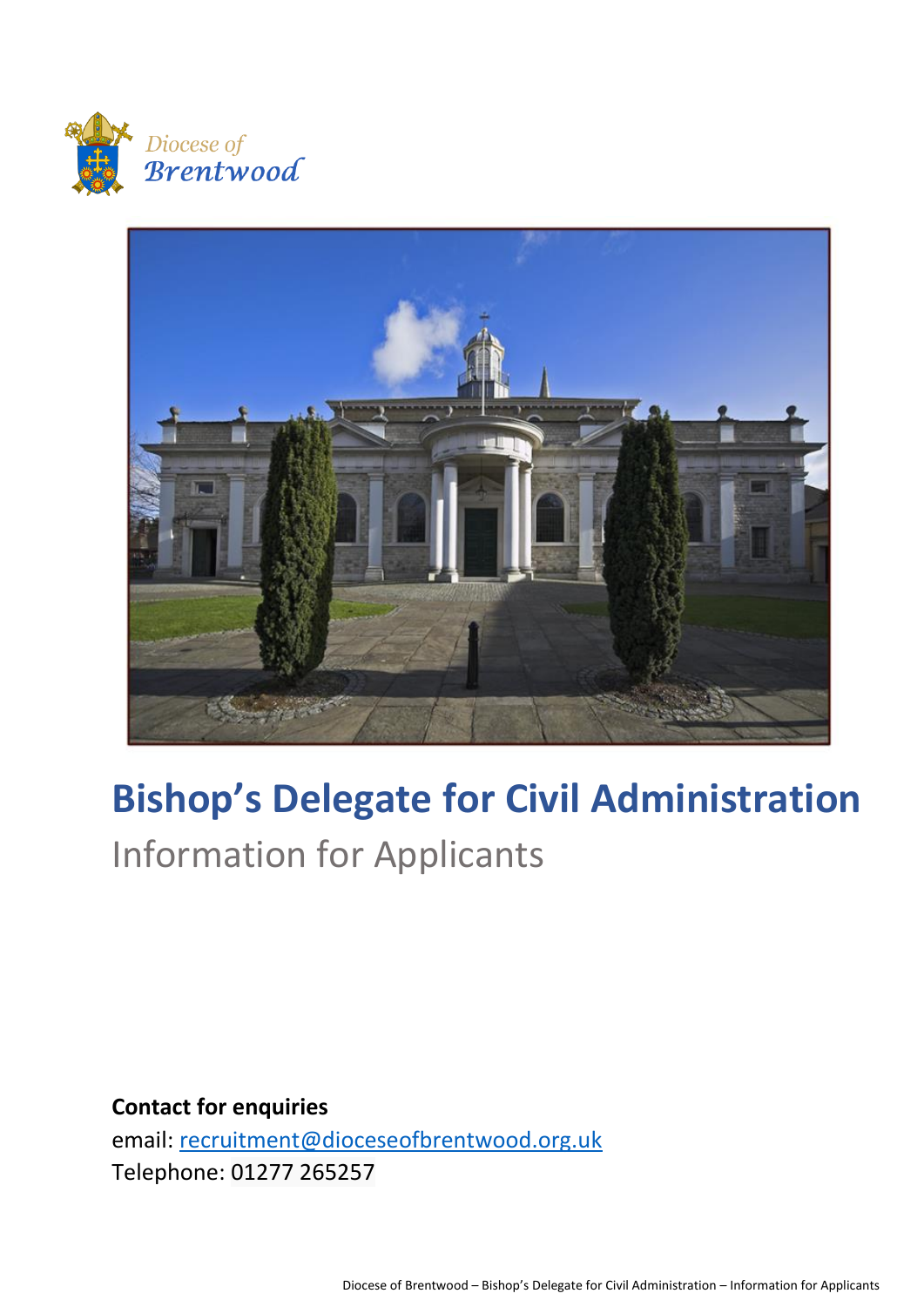Diocese of Brentwood

# Bishop's Delegate for Civil Administration

## Information for Applicants

**Contact for enquiries**

email: recruitment@dioceseofbrentwood.org.uk

Telephone: 01277 265257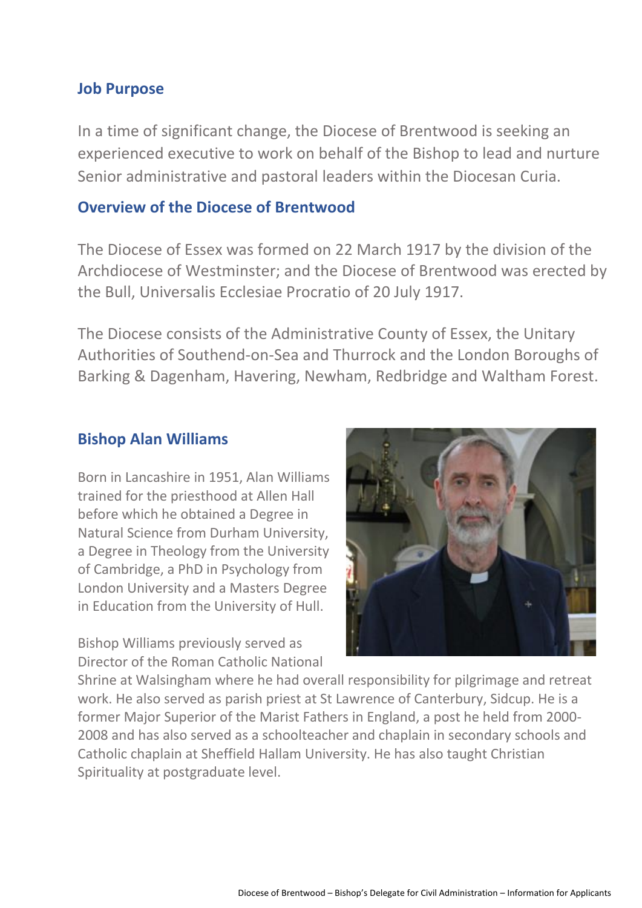## Job Purpose

In a time of significant change, the Diocese of Brentwood is seeking an experienced executive to work on behalf of the Bishop to lead and nurture Senior administrative and pastoral leaders within the Diocesan Curia.

## Overview of the Diocese of Brentwood

The Diocese of Essex was formed on 22 March 1917 by the division of the Archdiocese of Westminster; and the Diocese of Brentwood was erected by the Bull, Universalis Ecclesiae Procratio of 20 July 1917.

The Diocese consists of the Administrative County of Essex, the Unitary Authorities of Southend-on-Sea and Thurrock and the London Boroughs of Barking & Dagenham, Havering, Newham, Redbridge and Waltham Forest.

## Bishop Alan Williams

Born in Lancashire in 1951, Alan Williams trained for the priesthood at Allen Hall before which he obtained a Degree in Natural Science from Durham University, a Degree in Theology from the University of Cambridge, a PhD in Psychology from London University and a Masters Degree in Education from the University of Hull.

Bishop Williams previously served as Director of the Roman Catholic National Shrine at Walsingham where he had overall responsibility for pilgrimage and retreat work. He also served as parish priest at St Lawrence of Canterbury, Sidcup. He is a former Major Superior of the Marist Fathers in England, a post he held from 2000-2008 and has also served as a schoolteacher and chaplain in secondary schools and Catholic chaplain at Sheffield Hallam University. He has also taught Christian Spirituality at postgraduate level.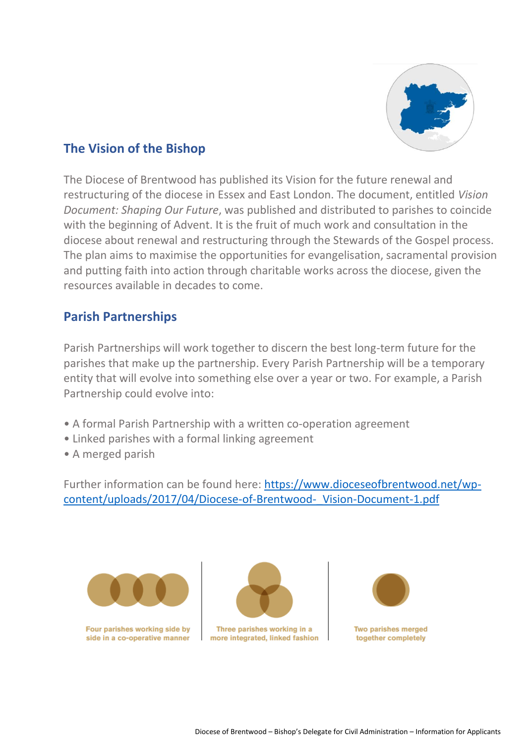## The Vision of the Bishop

The Diocese of Brentwood has published its Vision for the future renewal and restructuring of the diocese in Essex and East London. The document, entitled *Vision Document: Shaping Our Future*, was published and distributed to parishes to coincide with the beginning of Advent. It is the fruit of much work and consultation in the diocese about renewal and restructuring through the Stewards of the Gospel process. The plan aims to maximise the opportunities for evangelisation, sacramental provision and putting faith into action through charitable works across the diocese, given the resources available in decades to come.

## Parish Partnerships

Parish Partnerships will work together to discern the best long-term future for the parishes that make up the partnership. Every Parish Partnership will be a temporary entity that will evolve into something else over a year or two. For example, a Parish Partnership could evolve into:

- A formal Parish Partnership with a written co-operation agreement
- Linked parishes with a formal linking agreement
- A merged parish

Further information can be found here: [https://www.dioceseofbrentwood.net/wp-content/uploads/2017/04/Diocese-of-Brentwood-_Vision-Document-1.pdf](https://www.dioceseofbrentwood.net/wp-content/uploads/2017/04/Diocese-of-Brentwood-_Vision-Document-1.pdf)

Four parishes working side by side in a co-operative manner

Three parishes working in a more integrated, linked fashion

Two parishes merged together completely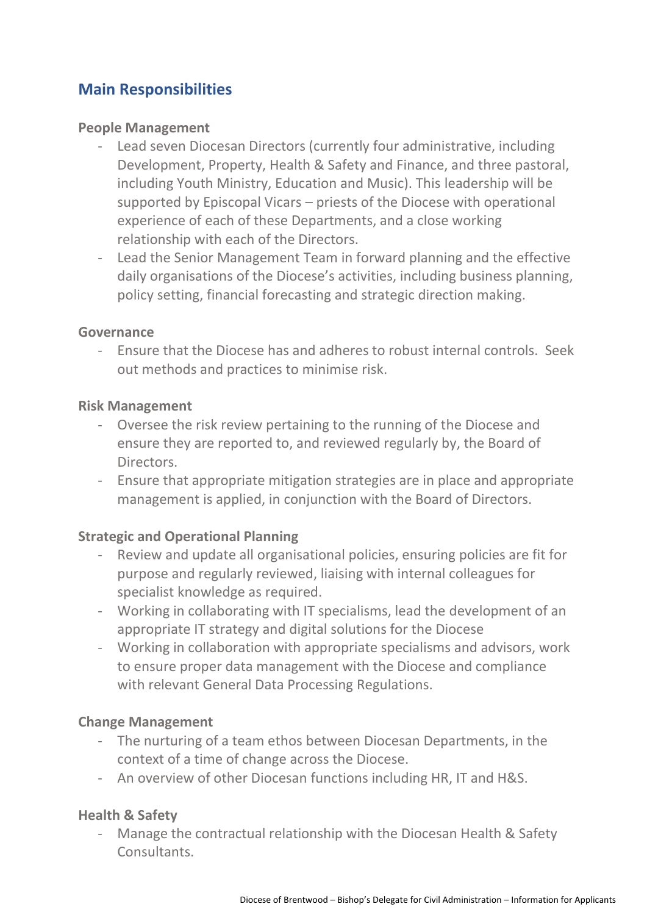## Main Responsibilities

### People Management

- Lead seven Diocesan Directors (currently four administrative, including Development, Property, Health & Safety and Finance, and three pastoral, including Youth Ministry, Education and Music). This leadership will be supported by Episcopal Vicars – priests of the Diocese with operational experience of each of these Departments, and a close working relationship with each of the Directors.
- Lead the Senior Management Team in forward planning and the effective daily organisations of the Diocese's activities, including business planning, policy setting, financial forecasting and strategic direction making.

### Governance

- Ensure that the Diocese has and adheres to robust internal controls. Seek out methods and practices to minimise risk.

### Risk Management

- Oversee the risk review pertaining to the running of the Diocese and ensure they are reported to, and reviewed regularly by, the Board of Directors.
- Ensure that appropriate mitigation strategies are in place and appropriate management is applied, in conjunction with the Board of Directors.

### Strategic and Operational Planning

- Review and update all organisational policies, ensuring policies are fit for purpose and regularly reviewed, liaising with internal colleagues for specialist knowledge as required.
- Working in collaborating with IT specialisms, lead the development of an appropriate IT strategy and digital solutions for the Diocese
- Working in collaboration with appropriate specialisms and advisors, work to ensure proper data management with the Diocese and compliance with relevant General Data Processing Regulations.

### Change Management

- The nurturing of a team ethos between Diocesan Departments, in the context of a time of change across the Diocese.
- An overview of other Diocesan functions including HR, IT and H&S.

### Health & Safety

- Manage the contractual relationship with the Diocesan Health & Safety Consultants.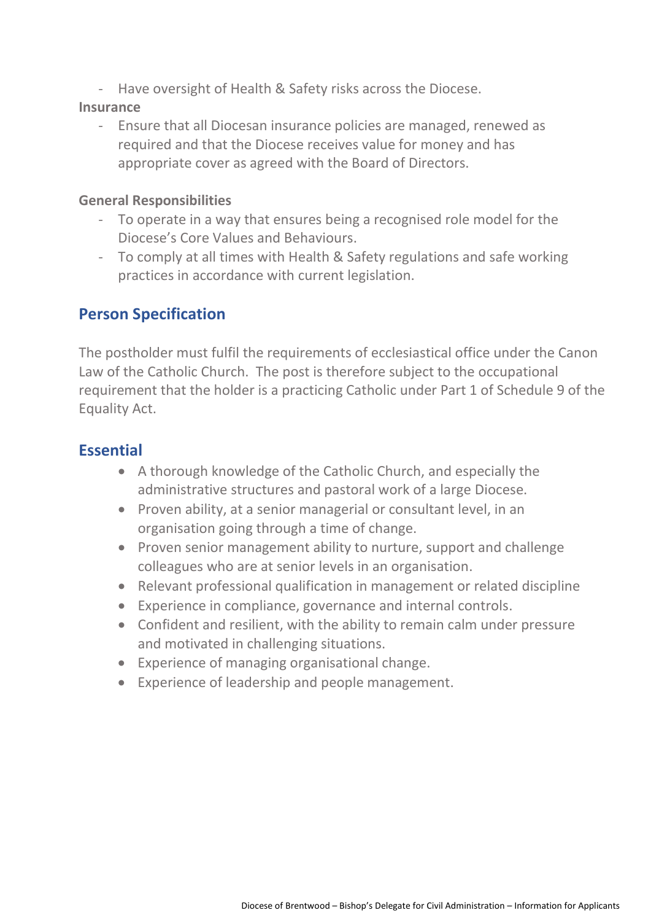- Have oversight of Health & Safety risks across the Diocese.

**Insurance**

- Ensure that all Diocesan insurance policies are managed, renewed as required and that the Diocese receives value for money and has appropriate cover as agreed with the Board of Directors.

**General Responsibilities**

- To operate in a way that ensures being a recognised role model for the Diocese's Core Values and Behaviours.
- To comply at all times with Health & Safety regulations and safe working practices in accordance with current legislation.

## Person Specification

The postholder must fulfil the requirements of ecclesiastical office under the Canon Law of the Catholic Church. The post is therefore subject to the occupational requirement that the holder is a practicing Catholic under Part 1 of Schedule 9 of the Equality Act.

## Essential

- A thorough knowledge of the Catholic Church, and especially the administrative structures and pastoral work of a large Diocese.
- Proven ability, at a senior managerial or consultant level, in an organisation going through a time of change.
- Proven senior management ability to nurture, support and challenge colleagues who are at senior levels in an organisation.
- Relevant professional qualification in management or related discipline
- Experience in compliance, governance and internal controls.
- Confident and resilient, with the ability to remain calm under pressure and motivated in challenging situations.
- Experience of managing organisational change.
- Experience of leadership and people management.